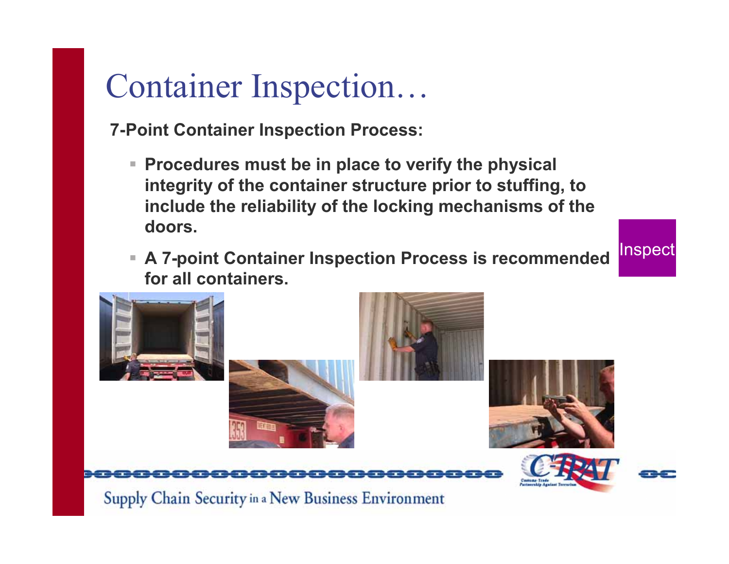# Container Inspection…

**7-Point Container Inspection Process:**

- **Procedures must be in place to verify the physical integrity of the container structure prior to stuffing, to include the reliability of the locking mechanisms of the doors.**
- **A 7-point Container Inspection Process is recommended for all containers.**

Inspect

Supply Chain Security in a New Business Environment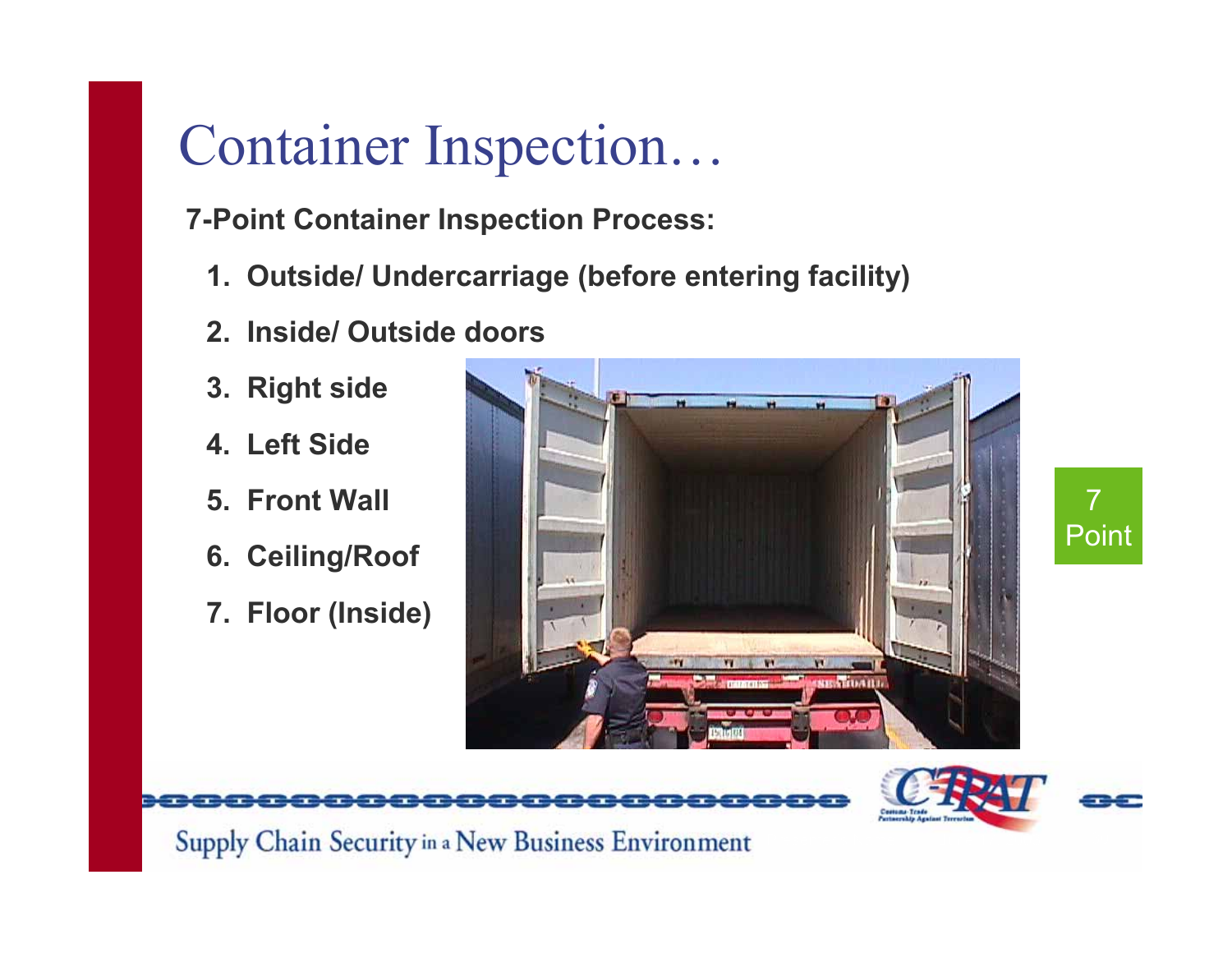# Container Inspection…

**7-Point Container Inspection Process:**

1. **Outside/ Undercarriage (before entering facility)**
2. **Inside/ Outside doors**
3. **Right side**
4. **Left Side**
5. **Front Wall**
6. **Ceiling/Roof**
7. **Floor (Inside)**

7 Point

Supply Chain Security in a New Business Environment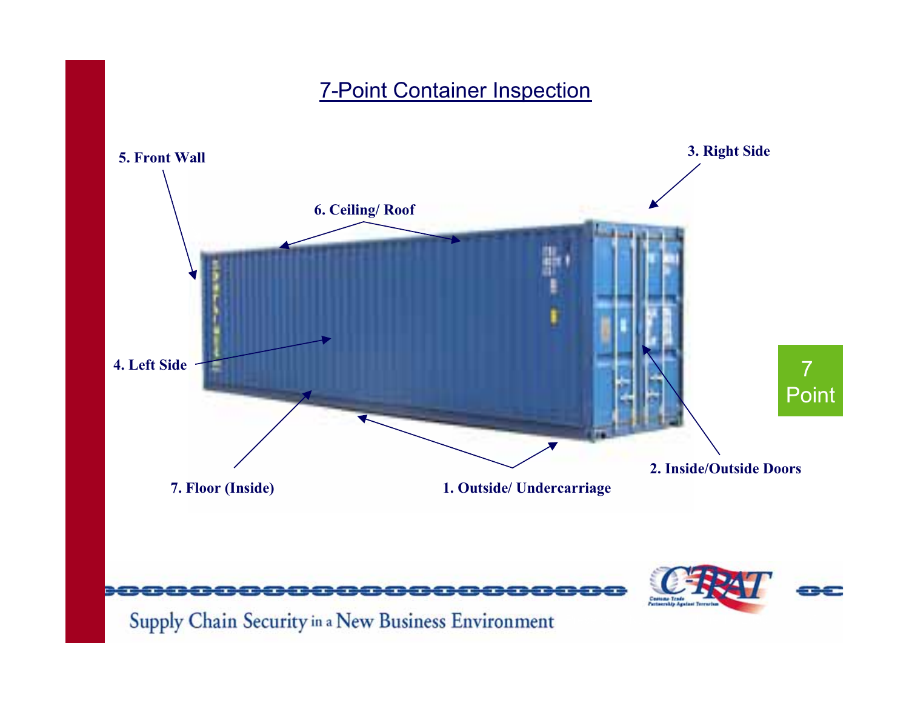# 7-Point Container Inspection

**5. Front Wall**

**6. Ceiling/ Roof**

**3. Right Side**

**4. Left Side**

**2. Inside/Outside Doors**

**7. Floor (Inside)**

**1. Outside/ Undercarriage**

7 Point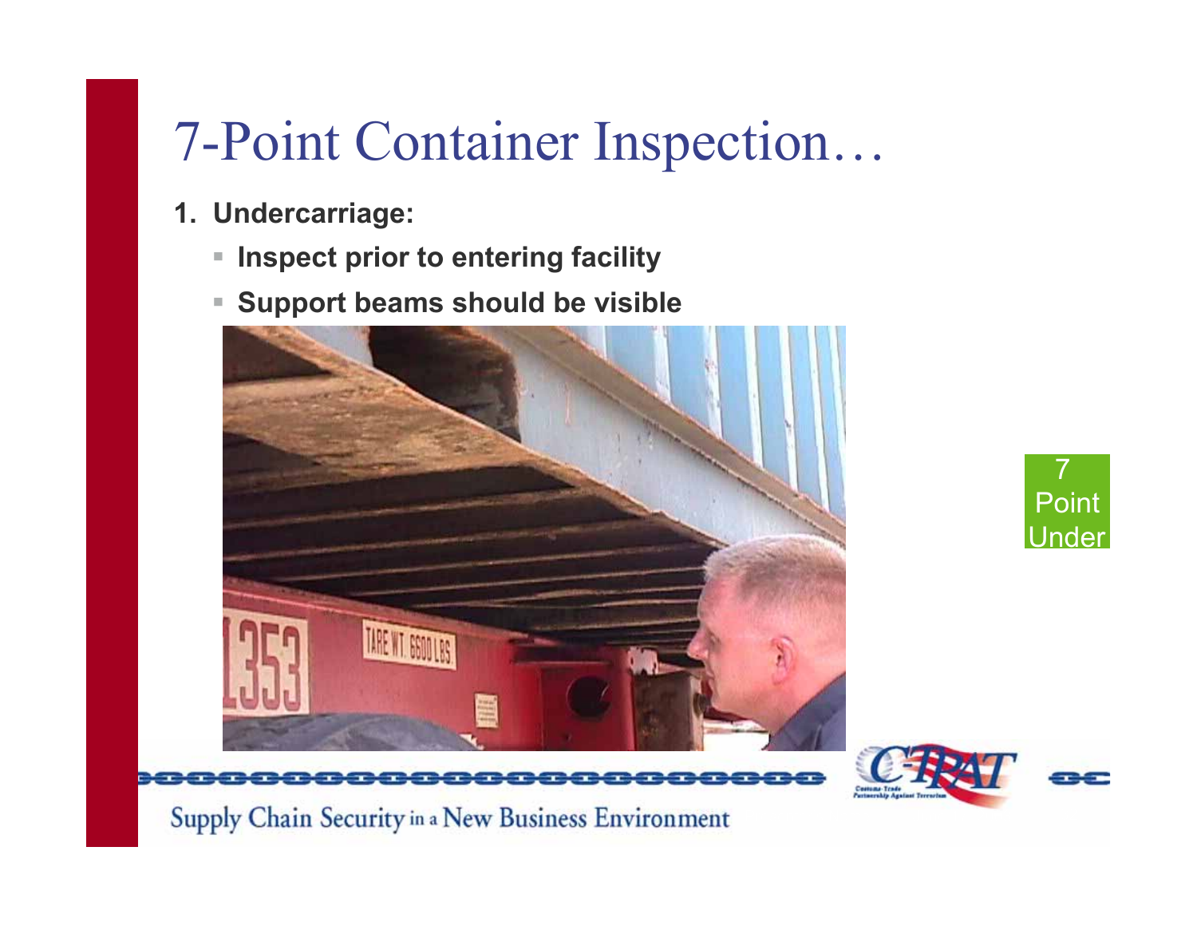# 7-Point Container Inspection…

1. **Undercarriage:**
   - **Inspect prior to entering facility**
   - **Support beams should be visible**

7 Point Under

Supply Chain Security in a New Business Environment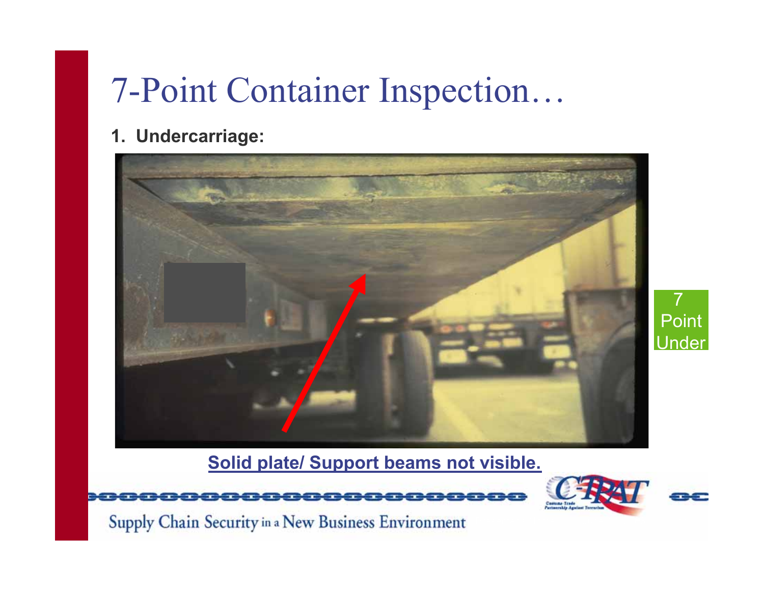# 7-Point Container Inspection…

**1. Undercarriage:**

**Solid plate/ Support beams not visible.**

7 Point Under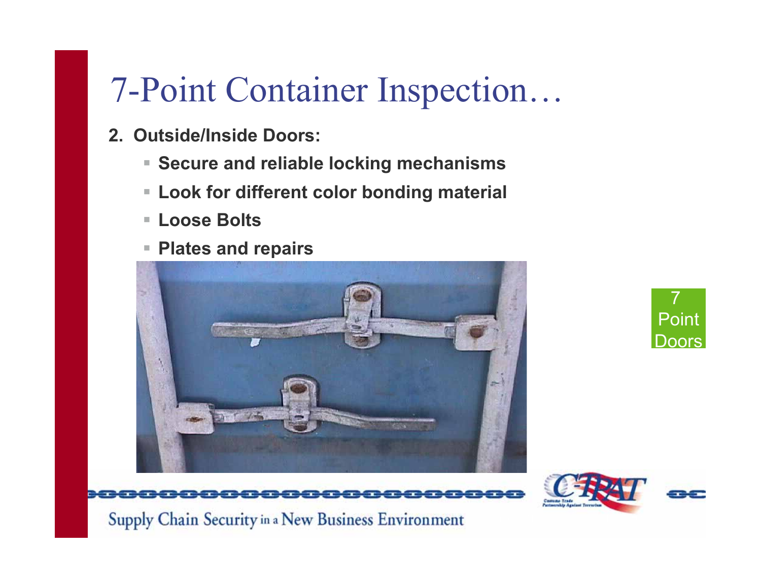# 7-Point Container Inspection…

2. **Outside/Inside Doors:**
   - **Secure and reliable locking mechanisms**
   - **Look for different color bonding material**
   - **Loose Bolts**
   - **Plates and repairs**

7 Point Doors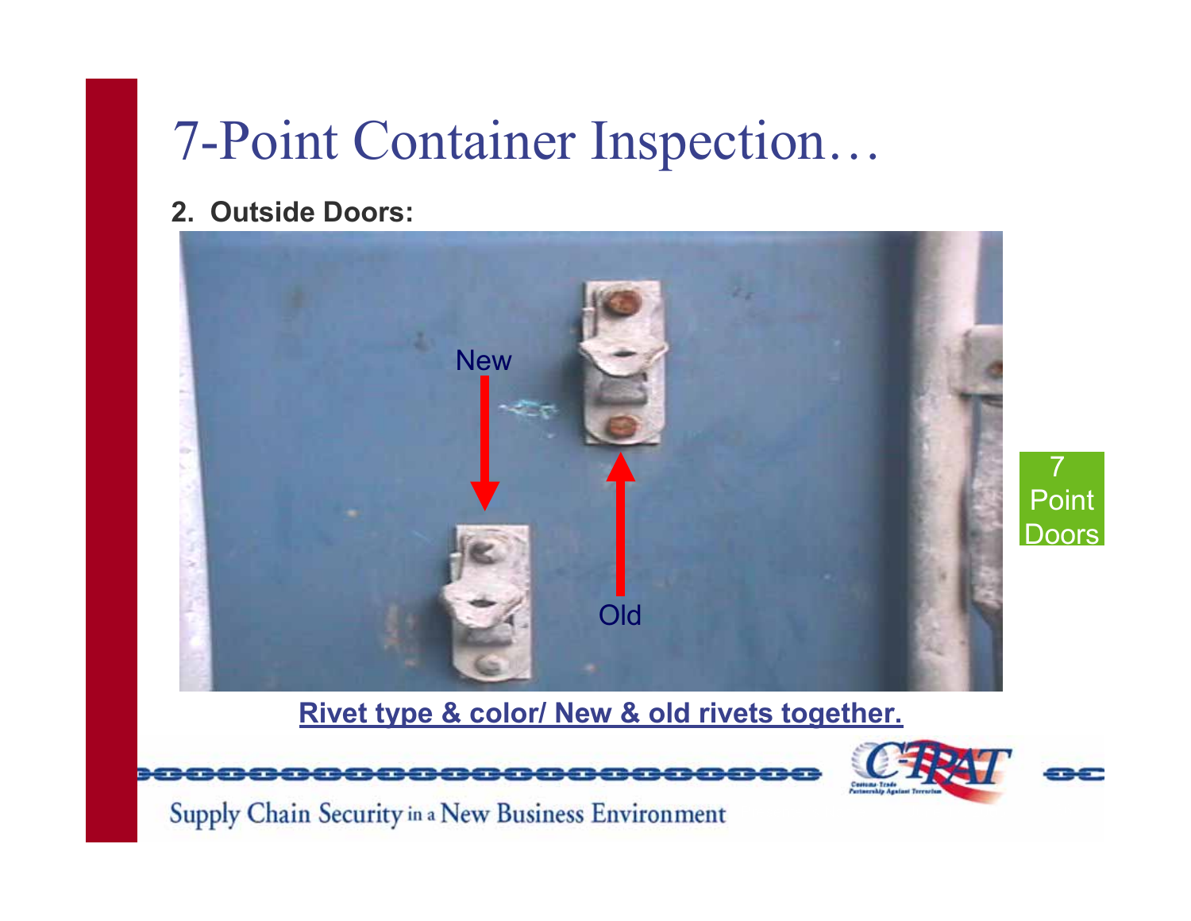# 7-Point Container Inspection…

**2. Outside Doors:**

New

Old

**Rivet type & color/ New & old rivets together.**

7 Point Doors

Supply Chain Security in a New Business Environment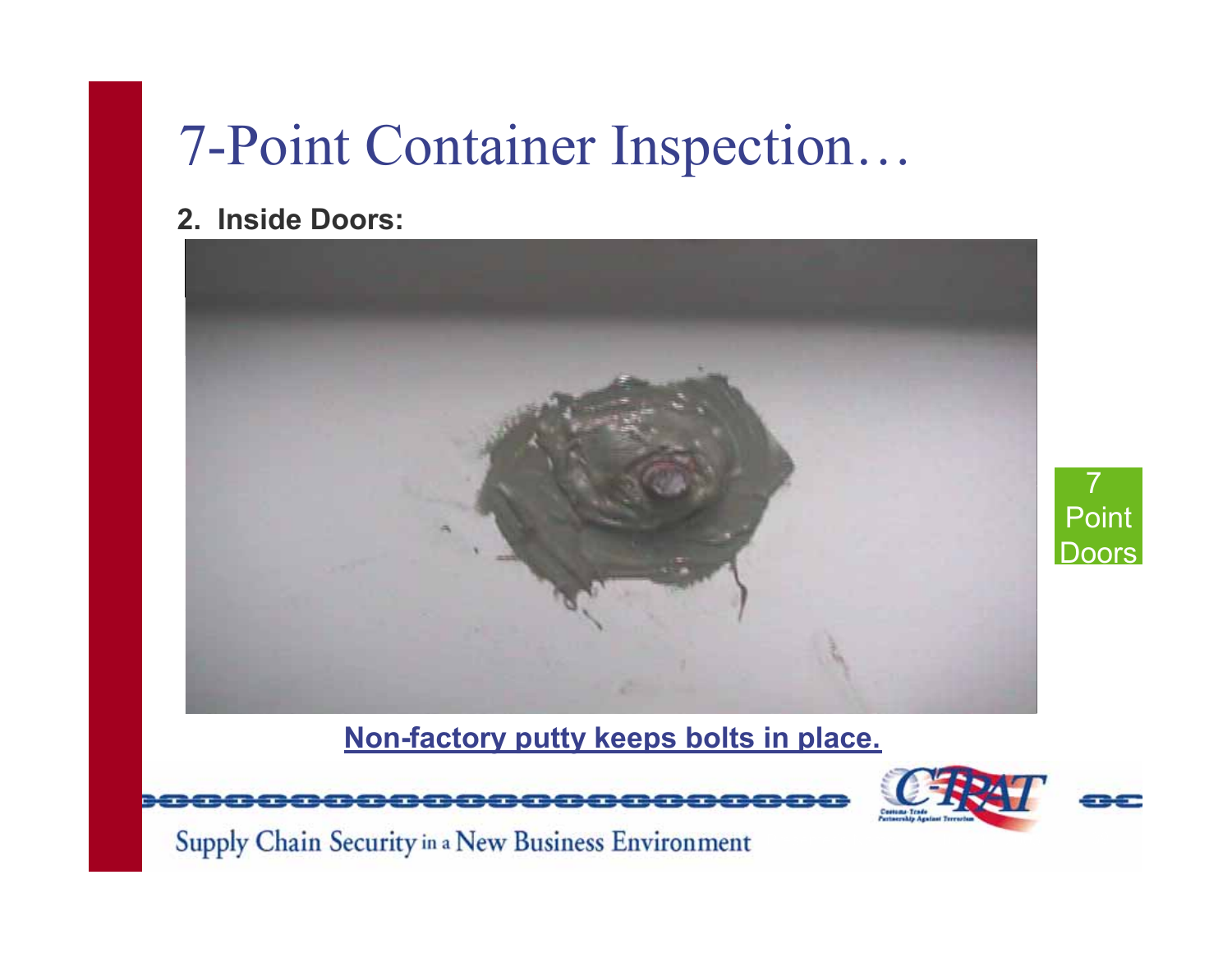# 7-Point Container Inspection…

**2. Inside Doors:**

**Non-factory putty keeps bolts in place.**

7 Point Doors

Supply Chain Security in a New Business Environment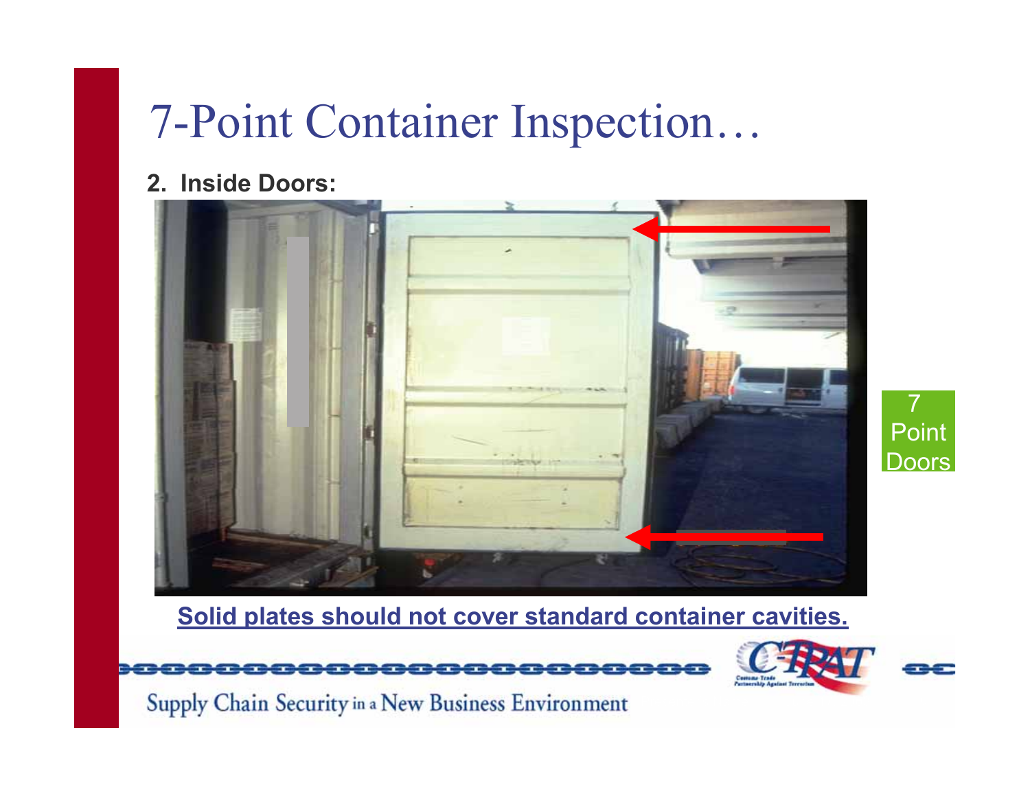# 7-Point Container Inspection…

**2. Inside Doors:**

**Solid plates should not cover standard container cavities.**

7 Point Doors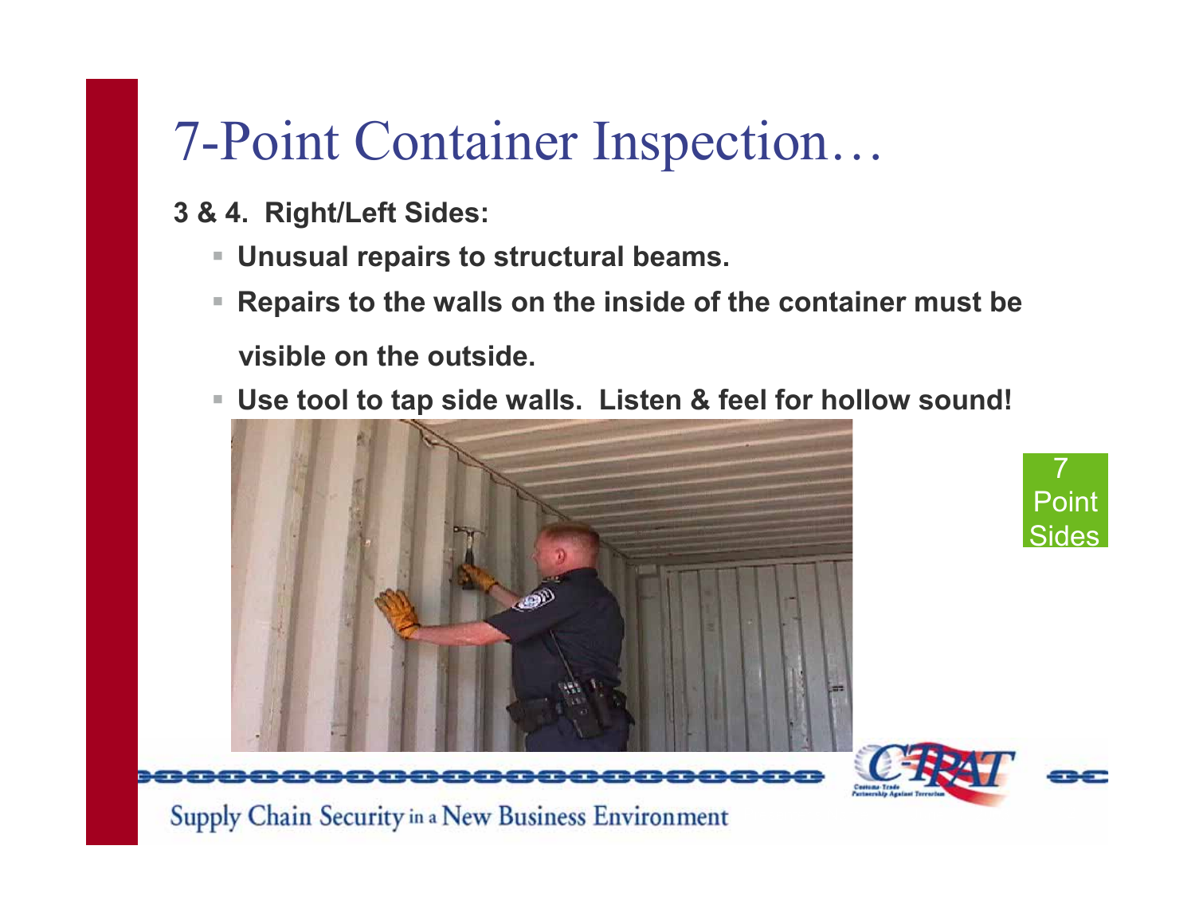# 7-Point Container Inspection…

**3 & 4. Right/Left Sides:**

- **Unusual repairs to structural beams.**
- **Repairs to the walls on the inside of the container must be visible on the outside.**
- **Use tool to tap side walls. Listen & feel for hollow sound!**

7 Point Sides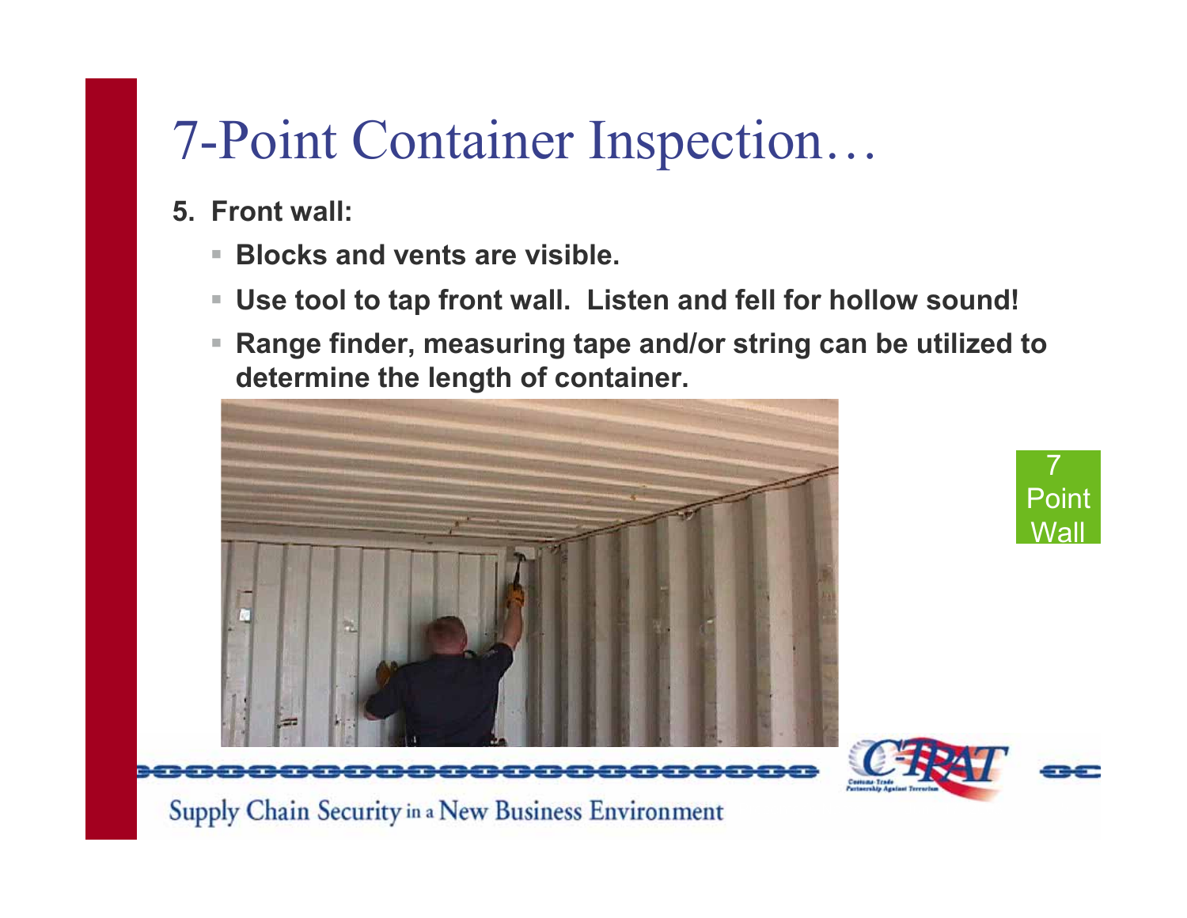# 7-Point Container Inspection…

5. **Front wall:**
   - **Blocks and vents are visible.**
   - **Use tool to tap front wall. Listen and fell for hollow sound!**
   - **Range finder, measuring tape and/or string can be utilized to determine the length of container.**

7 Point Wall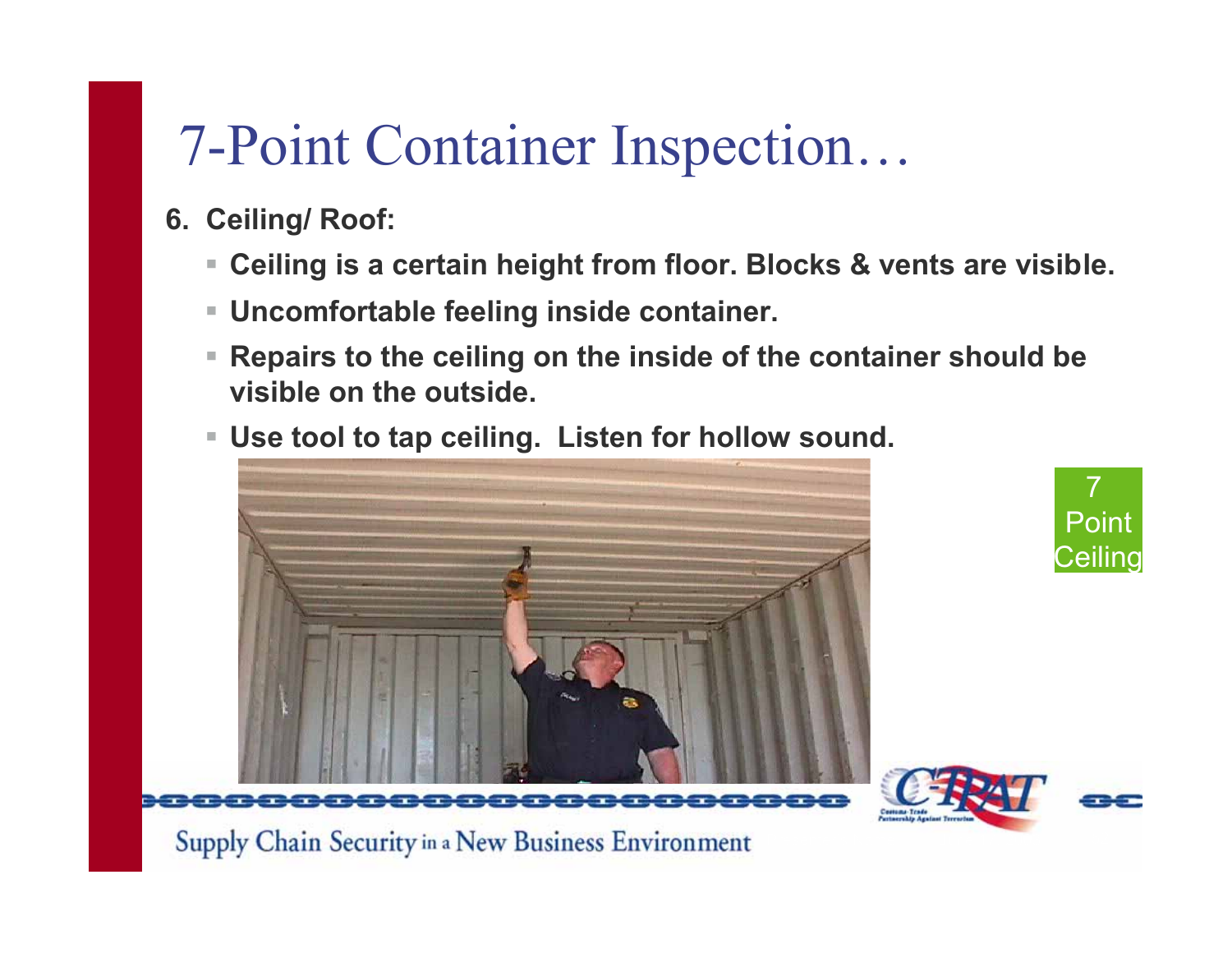# 7-Point Container Inspection…

6. **Ceiling/ Roof:**
   - **Ceiling is a certain height from floor. Blocks & vents are visible.**
   - **Uncomfortable feeling inside container.**
   - **Repairs to the ceiling on the inside of the container should be visible on the outside.**
   - **Use tool to tap ceiling. Listen for hollow sound.**

7 Point Ceiling

Supply Chain Security in a New Business Environment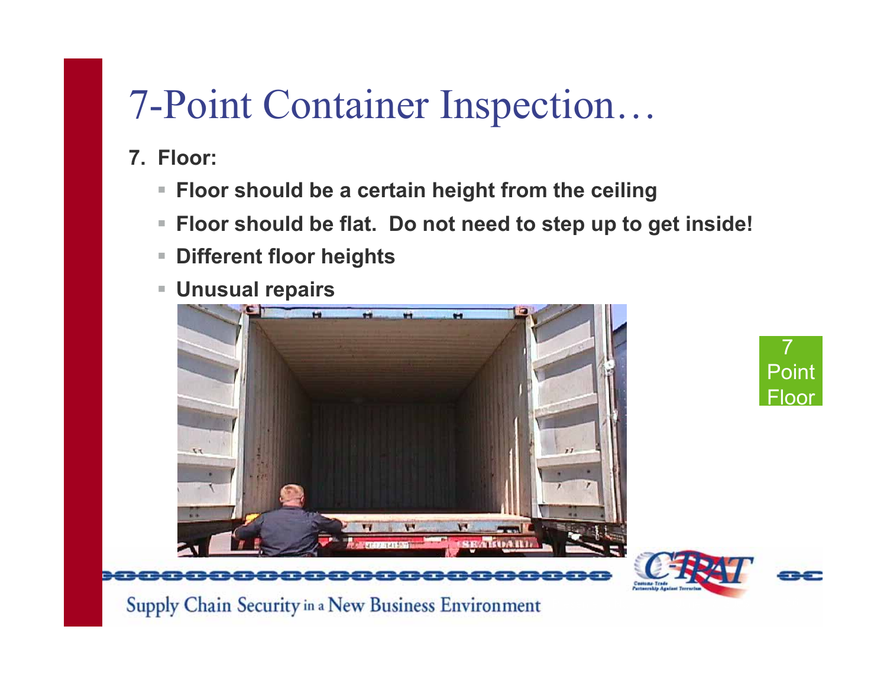# 7-Point Container Inspection…

7. **Floor:**
   - **Floor should be a certain height from the ceiling**
   - **Floor should be flat. Do not need to step up to get inside!**
   - **Different floor heights**
   - **Unusual repairs**

7 Point Floor

Supply Chain Security in a New Business Environment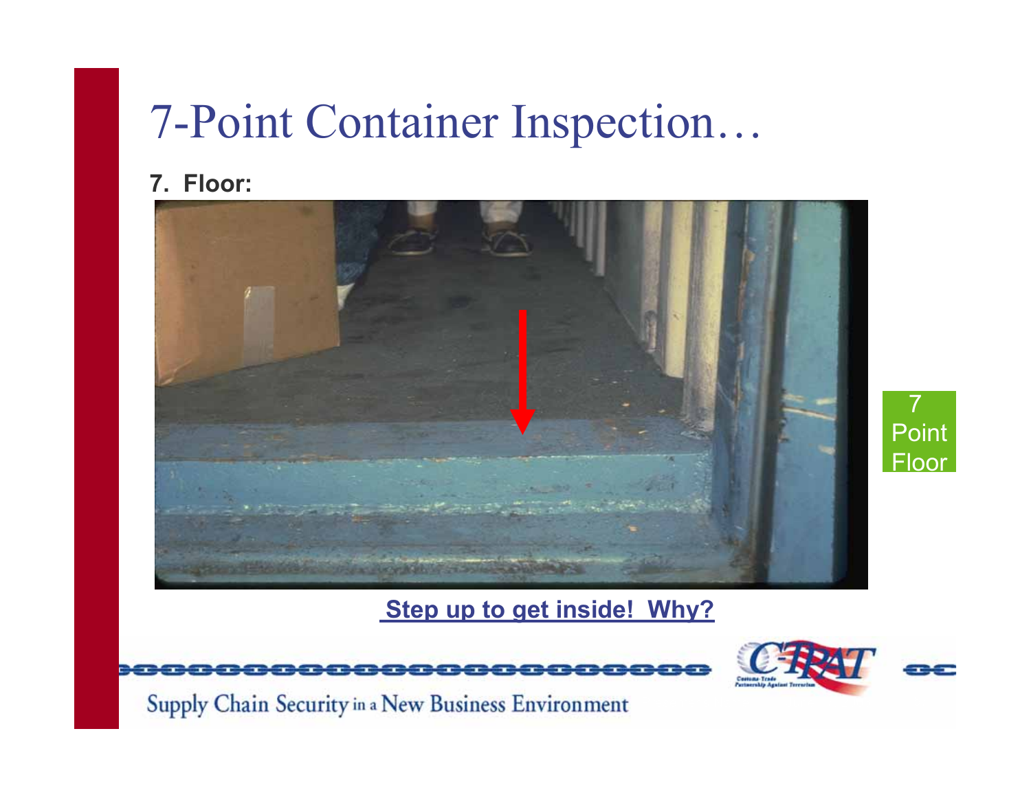# 7-Point Container Inspection…

**7. Floor:**

**Step up to get inside! Why?**

7 Point Floor

Supply Chain Security in a New Business Environment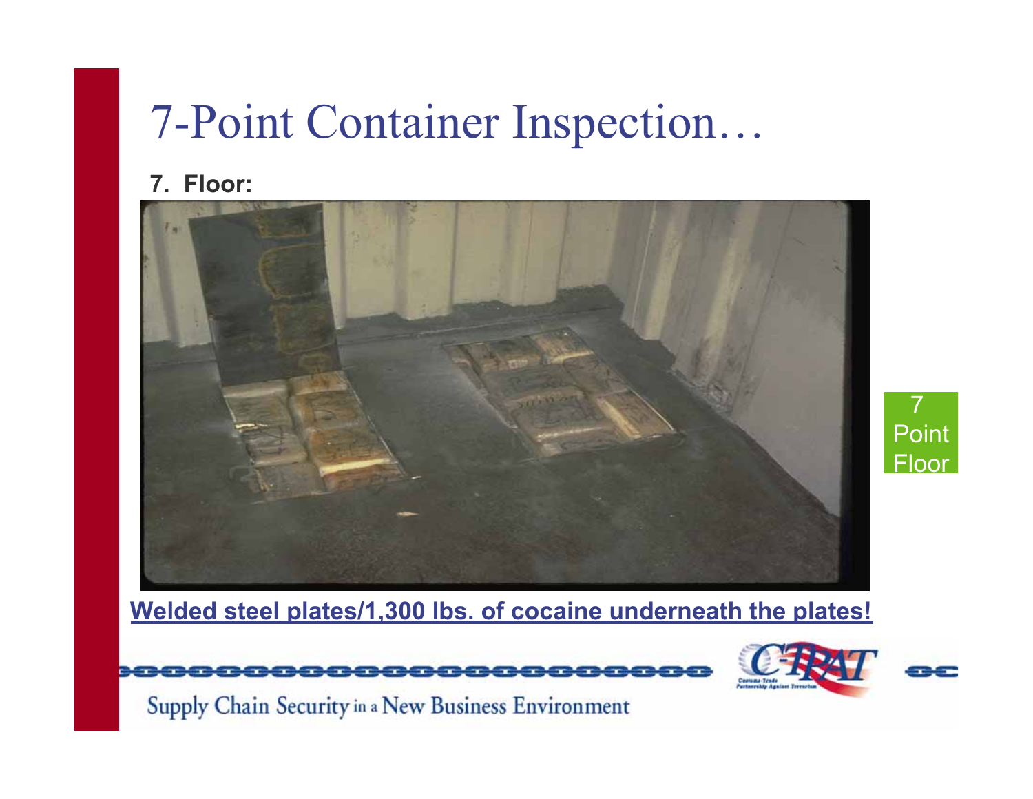# 7-Point Container Inspection…

**7. Floor:**

**Welded steel plates/1,300 lbs. of cocaine underneath the plates!**

7 Point Floor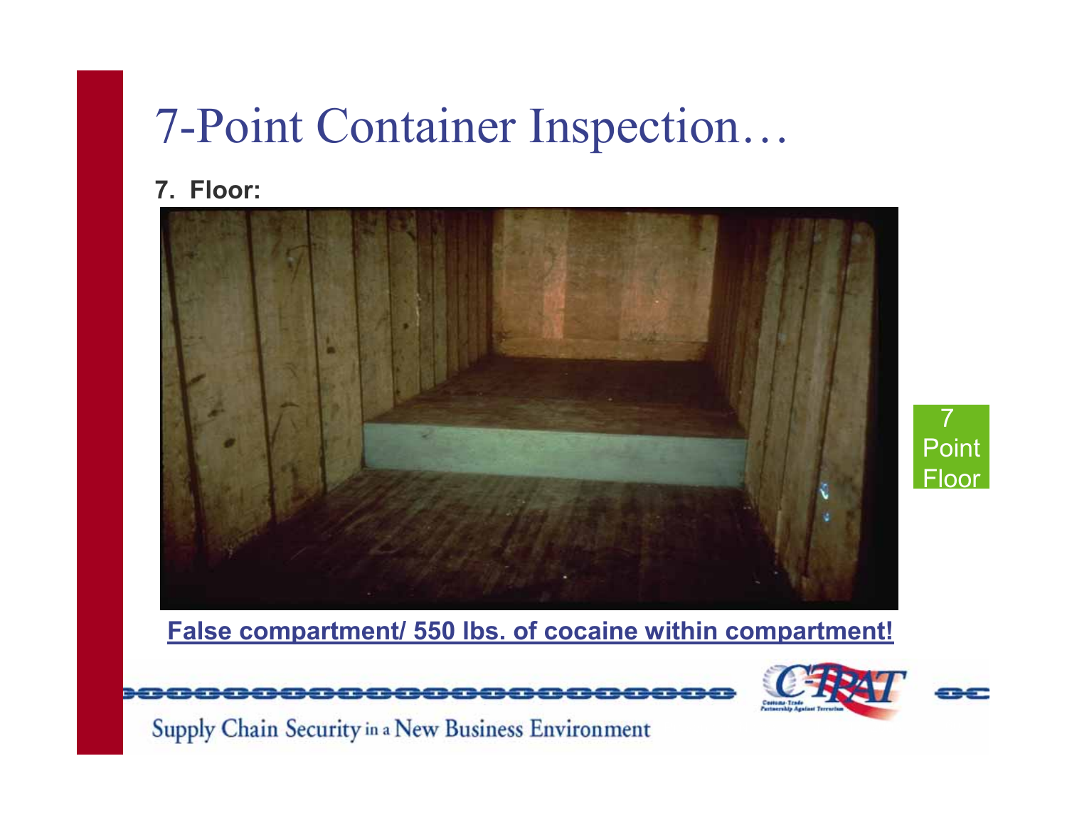# 7-Point Container Inspection…

**7. Floor:**

**False compartment/ 550 lbs. of cocaine within compartment!**

7 Point Floor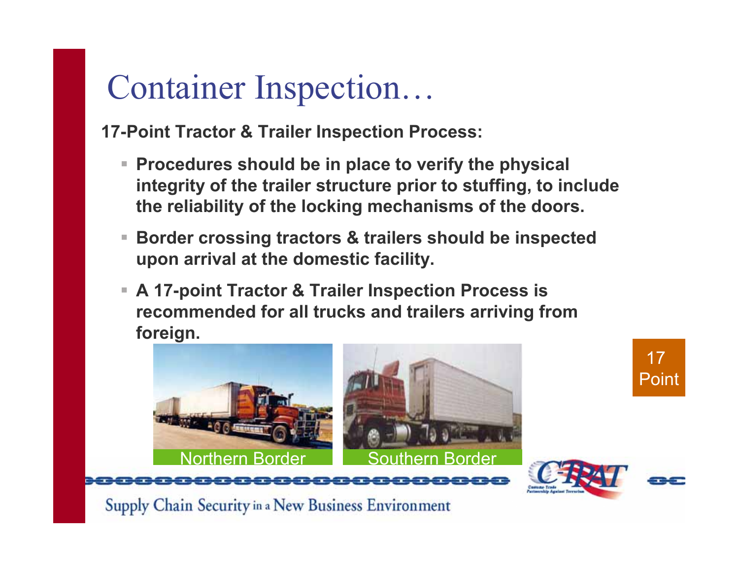# Container Inspection…

**17-Point Tractor & Trailer Inspection Process:**

- **Procedures should be in place to verify the physical integrity of the trailer structure prior to stuffing, to include the reliability of the locking mechanisms of the doors.**
- **Border crossing tractors & trailers should be inspected upon arrival at the domestic facility.**
- **A 17-point Tractor & Trailer Inspection Process is recommended for all trucks and trailers arriving from foreign.**

Northern Border

Southern Border

17 Point

Supply Chain Security in a New Business Environment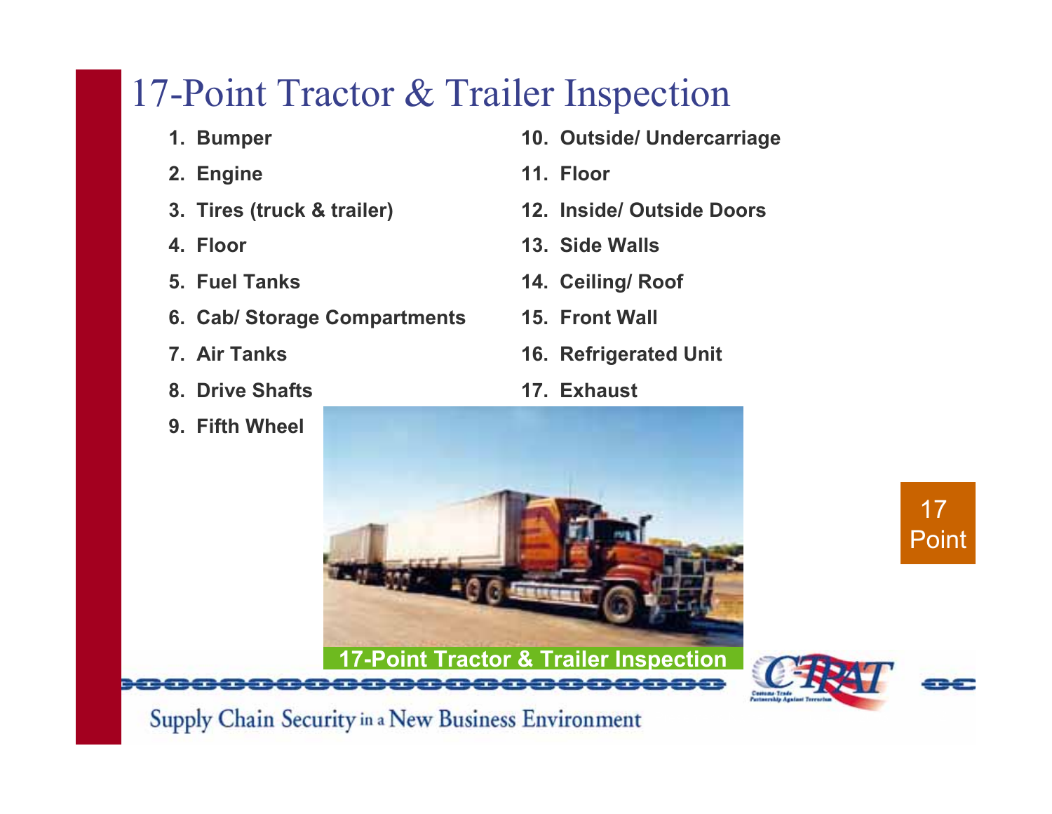# 17-Point Tractor & Trailer Inspection

1. **Bumper**
2. **Engine**
3. **Tires (truck & trailer)**
4. **Floor**
5. **Fuel Tanks**
6. **Cab/ Storage Compartments**
7. **Air Tanks**
8. **Drive Shafts**
9. **Fifth Wheel**
10. **Outside/ Undercarriage**
11. **Floor**
12. **Inside/ Outside Doors**
13. **Side Walls**
14. **Ceiling/ Roof**
15. **Front Wall**
16. **Refrigerated Unit**
17. **Exhaust**

**17-Point Tractor & Trailer Inspection**

17 Point

Supply Chain Security in a New Business Environment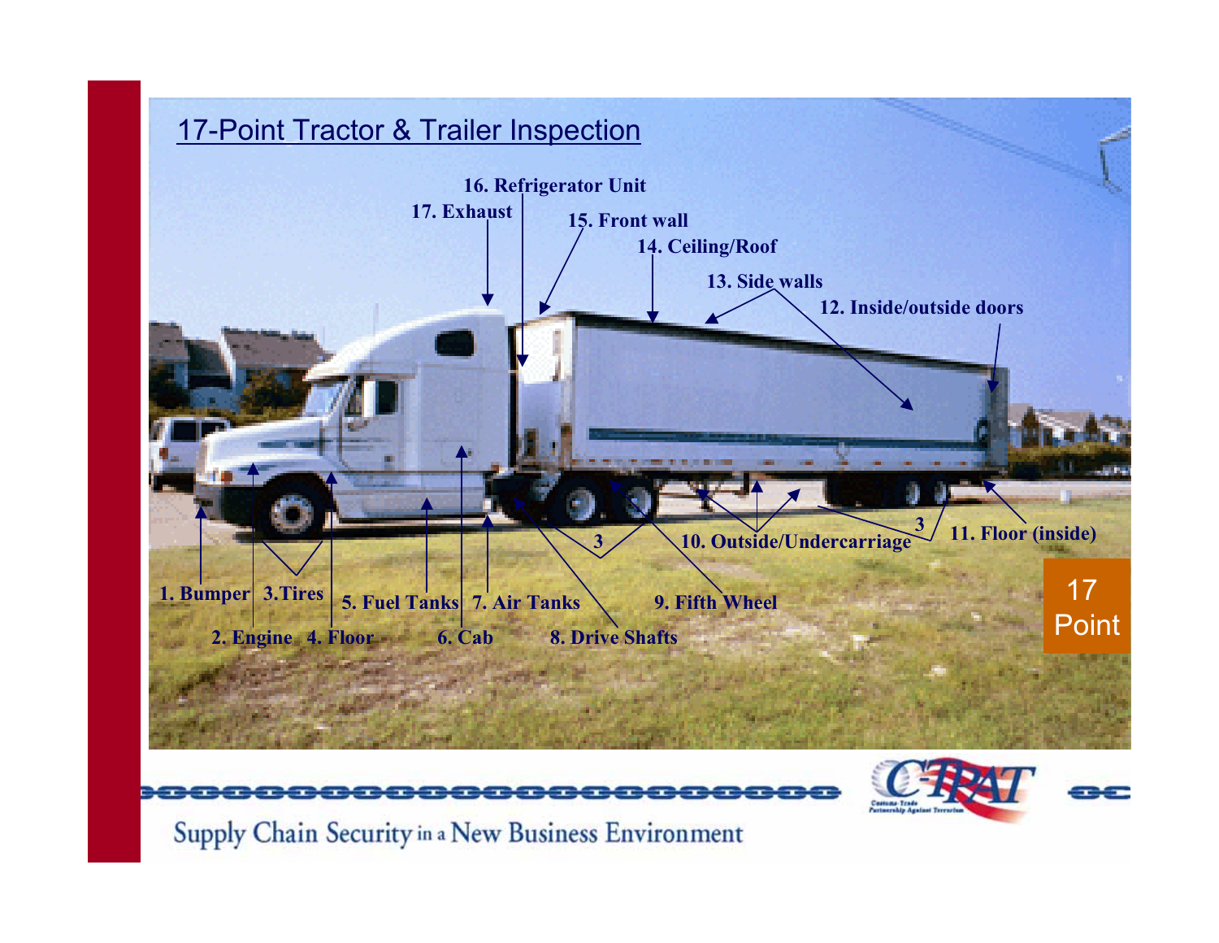## 17-Point Tractor & Trailer Inspection

1. Bumper
2. Engine
3. Tires
4. Floor
5. Fuel Tanks
6. Cab
7. Air Tanks
8. Drive Shafts
9. Fifth Wheel
10. Outside/Undercarriage
11. Floor (inside)
12. Inside/outside doors
13. Side walls
14. Ceiling/Roof
15. Front wall
16. Refrigerator Unit
17. Exhaust

17 Point

Supply Chain Security in a New Business Environment